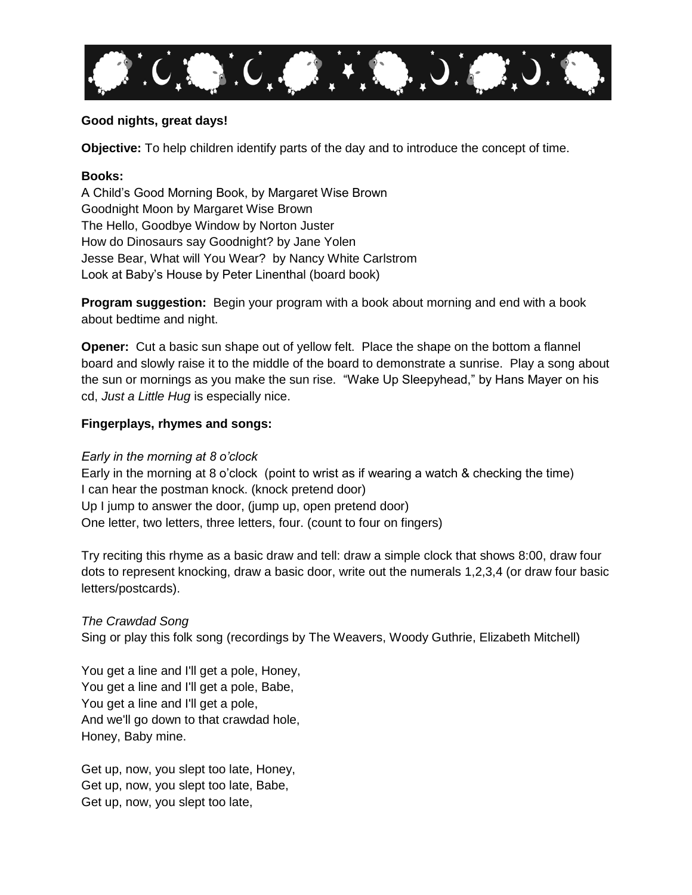**Good nights, great days!**

**Objective:** To help children identify parts of the day and to introduce the concept of time.

**Books:**
A Child's Good Morning Book, by Margaret Wise Brown
Goodnight Moon by Margaret Wise Brown
The Hello, Goodbye Window by Norton Juster
How do Dinosaurs say Goodnight? by Jane Yolen
Jesse Bear, What will You Wear? by Nancy White Carlstrom
Look at Baby's House by Peter Linenthal (board book)

**Program suggestion:** Begin your program with a book about morning and end with a book about bedtime and night.

**Opener:** Cut a basic sun shape out of yellow felt. Place the shape on the bottom a flannel board and slowly raise it to the middle of the board to demonstrate a sunrise. Play a song about the sun or mornings as you make the sun rise. "Wake Up Sleepyhead," by Hans Mayer on his cd, *Just a Little Hug* is especially nice.

**Fingerplays, rhymes and songs:**

*Early in the morning at 8 o'clock*
Early in the morning at 8 o'clock (point to wrist as if wearing a watch & checking the time)
I can hear the postman knock. (knock pretend door)
Up I jump to answer the door, (jump up, open pretend door)
One letter, two letters, three letters, four. (count to four on fingers)

Try reciting this rhyme as a basic draw and tell: draw a simple clock that shows 8:00, draw four dots to represent knocking, draw a basic door, write out the numerals 1,2,3,4 (or draw four basic letters/postcards).

*The Crawdad Song*
Sing or play this folk song (recordings by The Weavers, Woody Guthrie, Elizabeth Mitchell)

You get a line and I'll get a pole, Honey,
You get a line and I'll get a pole, Babe,
You get a line and I'll get a pole,
And we'll go down to that crawdad hole,
Honey, Baby mine.

Get up, now, you slept too late, Honey,
Get up, now, you slept too late, Babe,
Get up, now, you slept too late,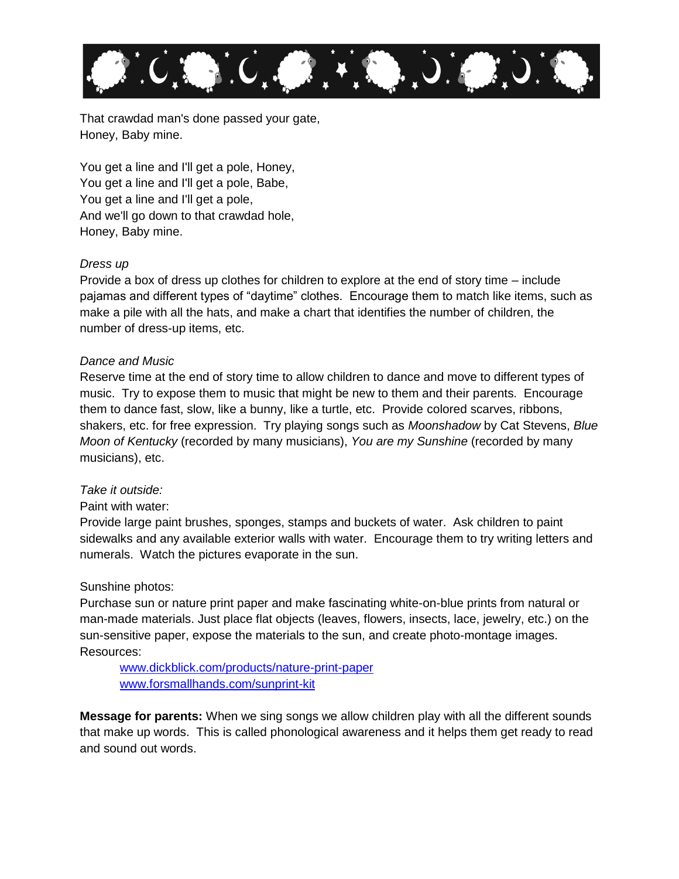That crawdad man's done passed your gate,
Honey, Baby mine.

You get a line and I'll get a pole, Honey,
You get a line and I'll get a pole, Babe,
You get a line and I'll get a pole,
And we'll go down to that crawdad hole,
Honey, Baby mine.

*Dress up*

Provide a box of dress up clothes for children to explore at the end of story time – include pajamas and different types of "daytime" clothes. Encourage them to match like items, such as make a pile with all the hats, and make a chart that identifies the number of children, the number of dress-up items, etc.

*Dance and Music*

Reserve time at the end of story time to allow children to dance and move to different types of music. Try to expose them to music that might be new to them and their parents. Encourage them to dance fast, slow, like a bunny, like a turtle, etc. Provide colored scarves, ribbons, shakers, etc. for free expression. Try playing songs such as *Moonshadow* by Cat Stevens, *Blue Moon of Kentucky* (recorded by many musicians), *You are my Sunshine* (recorded by many musicians), etc.

*Take it outside:*

Paint with water:

Provide large paint brushes, sponges, stamps and buckets of water. Ask children to paint sidewalks and any available exterior walls with water. Encourage them to try writing letters and numerals. Watch the pictures evaporate in the sun.

Sunshine photos:

Purchase sun or nature print paper and make fascinating white-on-blue prints from natural or man-made materials. Just place flat objects (leaves, flowers, insects, lace, jewelry, etc.) on the sun-sensitive paper, expose the materials to the sun, and create photo-montage images.
Resources:

- www.dickblick.com/products/nature-print-paper
- www.forsmallhands.com/sunprint-kit

**Message for parents:** When we sing songs we allow children play with all the different sounds that make up words. This is called phonological awareness and it helps them get ready to read and sound out words.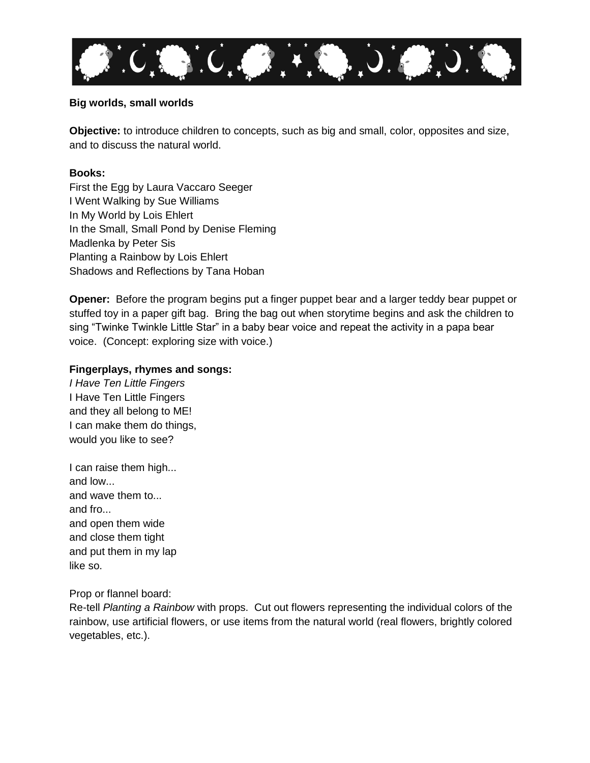**Big worlds, small worlds**

**Objective:** to introduce children to concepts, such as big and small, color, opposites and size, and to discuss the natural world.

**Books:**
First the Egg by Laura Vaccaro Seeger
I Went Walking by Sue Williams
In My World by Lois Ehlert
In the Small, Small Pond by Denise Fleming
Madlenka by Peter Sis
Planting a Rainbow by Lois Ehlert
Shadows and Reflections by Tana Hoban

**Opener:** Before the program begins put a finger puppet bear and a larger teddy bear puppet or stuffed toy in a paper gift bag. Bring the bag out when storytime begins and ask the children to sing "Twinke Twinkle Little Star" in a baby bear voice and repeat the activity in a papa bear voice. (Concept: exploring size with voice.)

**Fingerplays, rhymes and songs:**

*I Have Ten Little Fingers*
I Have Ten Little Fingers
and they all belong to ME!
I can make them do things,
would you like to see?

I can raise them high...
and low...
and wave them to...
and fro...
and open them wide
and close them tight
and put them in my lap
like so.

Prop or flannel board:
Re-tell *Planting a Rainbow* with props. Cut out flowers representing the individual colors of the rainbow, use artificial flowers, or use items from the natural world (real flowers, brightly colored vegetables, etc.).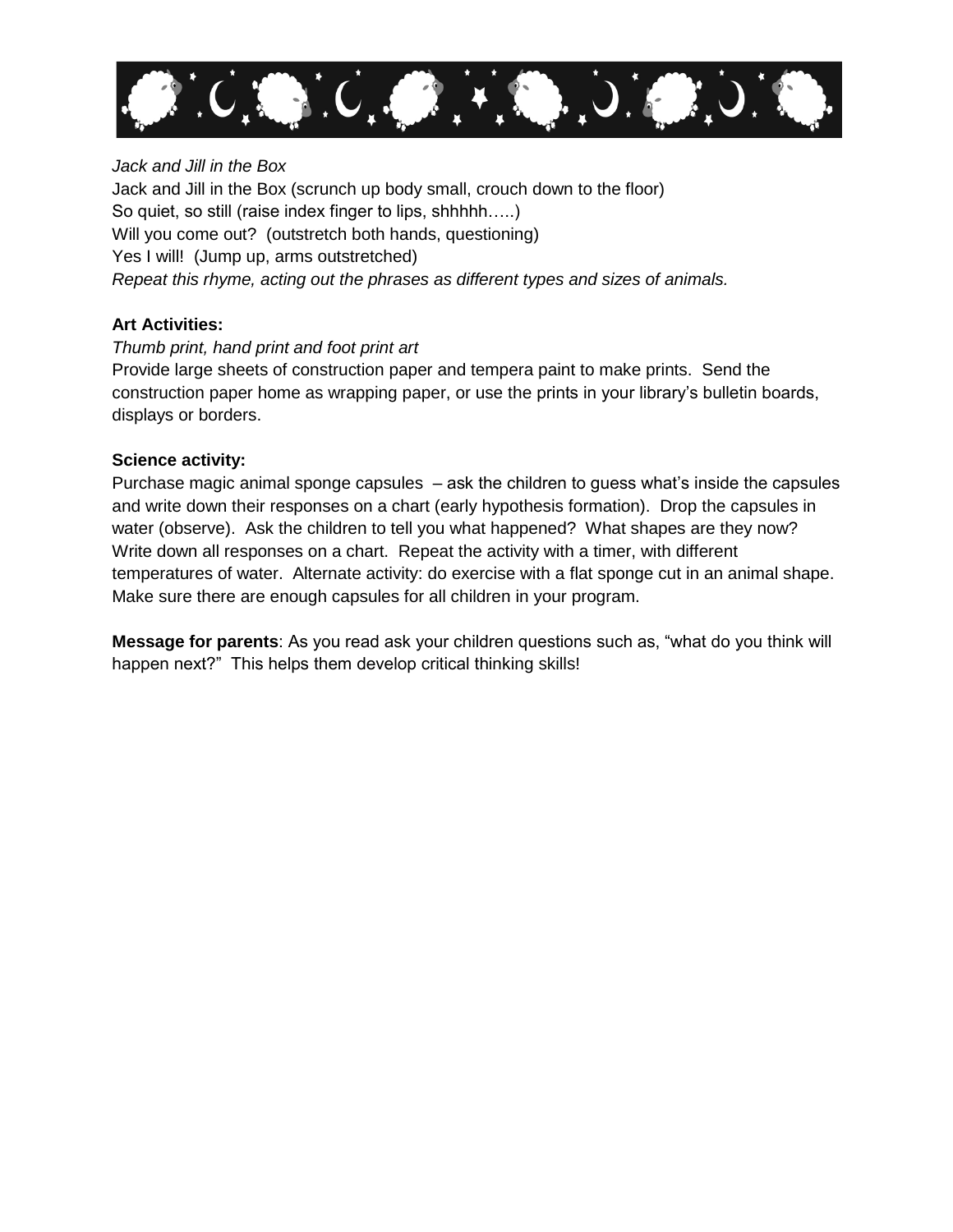*Jack and Jill in the Box*

Jack and Jill in the Box (scrunch up body small, crouch down to the floor)
So quiet, so still (raise index finger to lips, shhhhh…..)
Will you come out? (outstretch both hands, questioning)
Yes I will! (Jump up, arms outstretched)
*Repeat this rhyme, acting out the phrases as different types and sizes of animals.*

**Art Activities:**

*Thumb print, hand print and foot print art*

Provide large sheets of construction paper and tempera paint to make prints. Send the construction paper home as wrapping paper, or use the prints in your library's bulletin boards, displays or borders.

**Science activity:**

Purchase magic animal sponge capsules – ask the children to guess what's inside the capsules and write down their responses on a chart (early hypothesis formation). Drop the capsules in water (observe). Ask the children to tell you what happened? What shapes are they now? Write down all responses on a chart. Repeat the activity with a timer, with different temperatures of water. Alternate activity: do exercise with a flat sponge cut in an animal shape. Make sure there are enough capsules for all children in your program.

**Message for parents**: As you read ask your children questions such as, "what do you think will happen next?" This helps them develop critical thinking skills!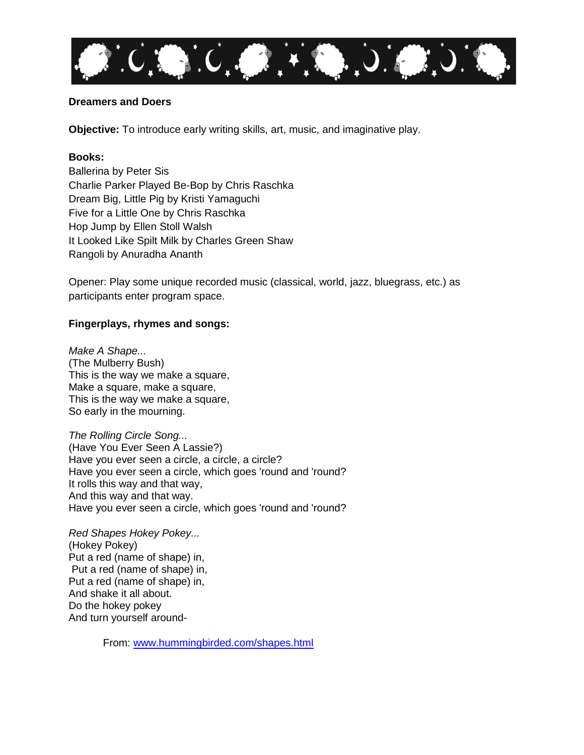**Dreamers and Doers**

**Objective:** To introduce early writing skills, art, music, and imaginative play.

**Books:**
Ballerina by Peter Sis
Charlie Parker Played Be-Bop by Chris Raschka
Dream Big, Little Pig by Kristi Yamaguchi
Five for a Little One by Chris Raschka
Hop Jump by Ellen Stoll Walsh
It Looked Like Spilt Milk by Charles Green Shaw
Rangoli by Anuradha Ananth

Opener: Play some unique recorded music (classical, world, jazz, bluegrass, etc.) as participants enter program space.

**Fingerplays, rhymes and songs:**

*Make A Shape...*
(The Mulberry Bush)
This is the way we make a square,
Make a square, make a square,
This is the way we make a square,
So early in the mourning.

*The Rolling Circle Song...*
(Have You Ever Seen A Lassie?)
Have you ever seen a circle, a circle, a circle?
Have you ever seen a circle, which goes 'round and 'round?
It rolls this way and that way,
And this way and that way.
Have you ever seen a circle, which goes 'round and 'round?

*Red Shapes Hokey Pokey...*
(Hokey Pokey)
Put a red (name of shape) in,
Put a red (name of shape) in,
Put a red (name of shape) in,
And shake it all about.
Do the hokey pokey
And turn yourself around-

From: www.hummingbirded.com/shapes.html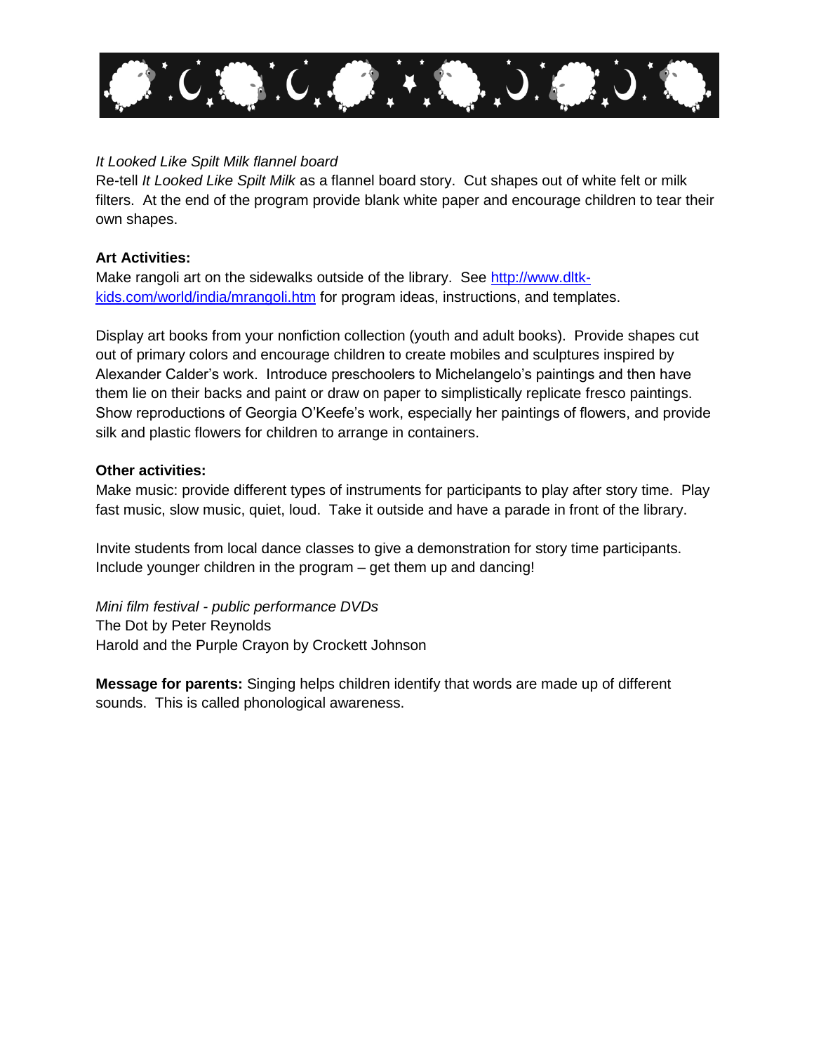*It Looked Like Spilt Milk flannel board*
Re-tell *It Looked Like Spilt Milk* as a flannel board story. Cut shapes out of white felt or milk filters. At the end of the program provide blank white paper and encourage children to tear their own shapes.

**Art Activities:**
Make rangoli art on the sidewalks outside of the library. See [http://www.dltk-kids.com/world/india/mrangoli.htm](http://www.dltk-kids.com/world/india/mrangoli.htm) for program ideas, instructions, and templates.

Display art books from your nonfiction collection (youth and adult books). Provide shapes cut out of primary colors and encourage children to create mobiles and sculptures inspired by Alexander Calder's work. Introduce preschoolers to Michelangelo's paintings and then have them lie on their backs and paint or draw on paper to simplistically replicate fresco paintings. Show reproductions of Georgia O'Keefe's work, especially her paintings of flowers, and provide silk and plastic flowers for children to arrange in containers.

**Other activities:**
Make music: provide different types of instruments for participants to play after story time. Play fast music, slow music, quiet, loud. Take it outside and have a parade in front of the library.

Invite students from local dance classes to give a demonstration for story time participants. Include younger children in the program – get them up and dancing!

*Mini film festival - public performance DVDs*
The Dot by Peter Reynolds
Harold and the Purple Crayon by Crockett Johnson

**Message for parents:** Singing helps children identify that words are made up of different sounds. This is called phonological awareness.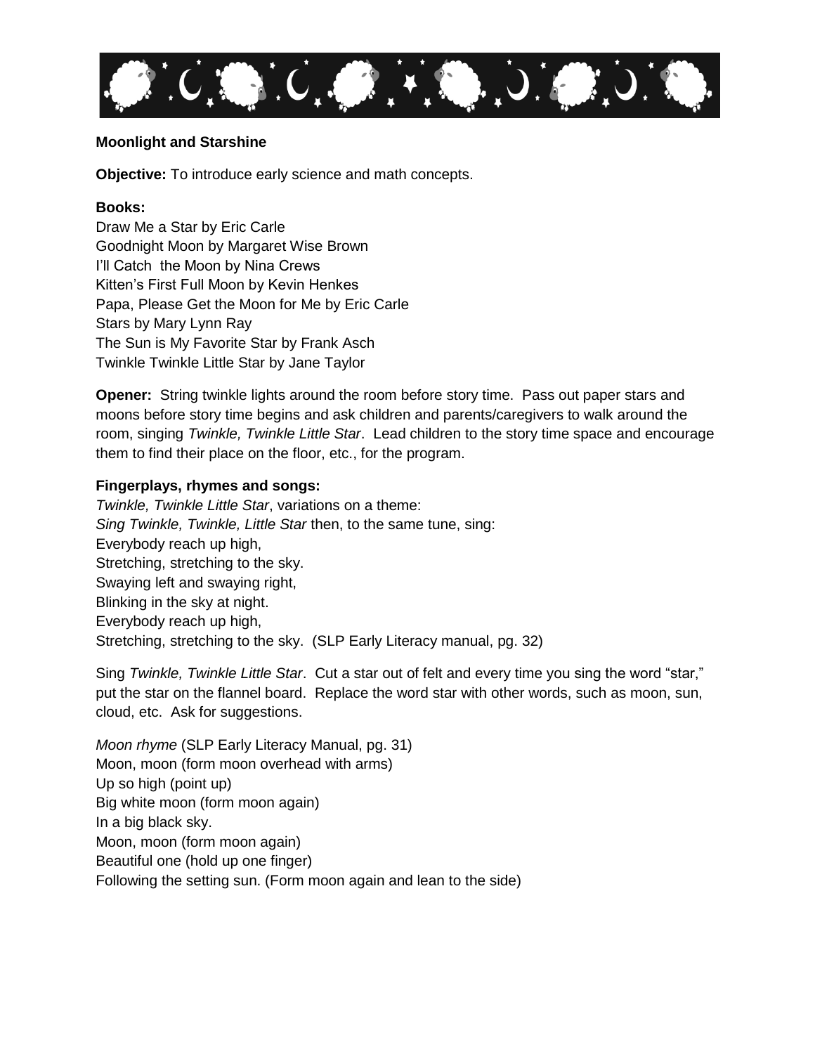**Moonlight and Starshine**

**Objective:** To introduce early science and math concepts.

**Books:**
Draw Me a Star by Eric Carle
Goodnight Moon by Margaret Wise Brown
I'll Catch the Moon by Nina Crews
Kitten's First Full Moon by Kevin Henkes
Papa, Please Get the Moon for Me by Eric Carle
Stars by Mary Lynn Ray
The Sun is My Favorite Star by Frank Asch
Twinkle Twinkle Little Star by Jane Taylor

**Opener:** String twinkle lights around the room before story time. Pass out paper stars and moons before story time begins and ask children and parents/caregivers to walk around the room, singing *Twinkle, Twinkle Little Star*. Lead children to the story time space and encourage them to find their place on the floor, etc., for the program.

**Fingerplays, rhymes and songs:**
*Twinkle, Twinkle Little Star*, variations on a theme:
*Sing Twinkle, Twinkle, Little Star* then, to the same tune, sing:
Everybody reach up high,
Stretching, stretching to the sky.
Swaying left and swaying right,
Blinking in the sky at night.
Everybody reach up high,
Stretching, stretching to the sky. (SLP Early Literacy manual, pg. 32)

Sing *Twinkle, Twinkle Little Star*. Cut a star out of felt and every time you sing the word "star," put the star on the flannel board. Replace the word star with other words, such as moon, sun, cloud, etc. Ask for suggestions.

*Moon rhyme* (SLP Early Literacy Manual, pg. 31)
Moon, moon (form moon overhead with arms)
Up so high (point up)
Big white moon (form moon again)
In a big black sky.
Moon, moon (form moon again)
Beautiful one (hold up one finger)
Following the setting sun. (Form moon again and lean to the side)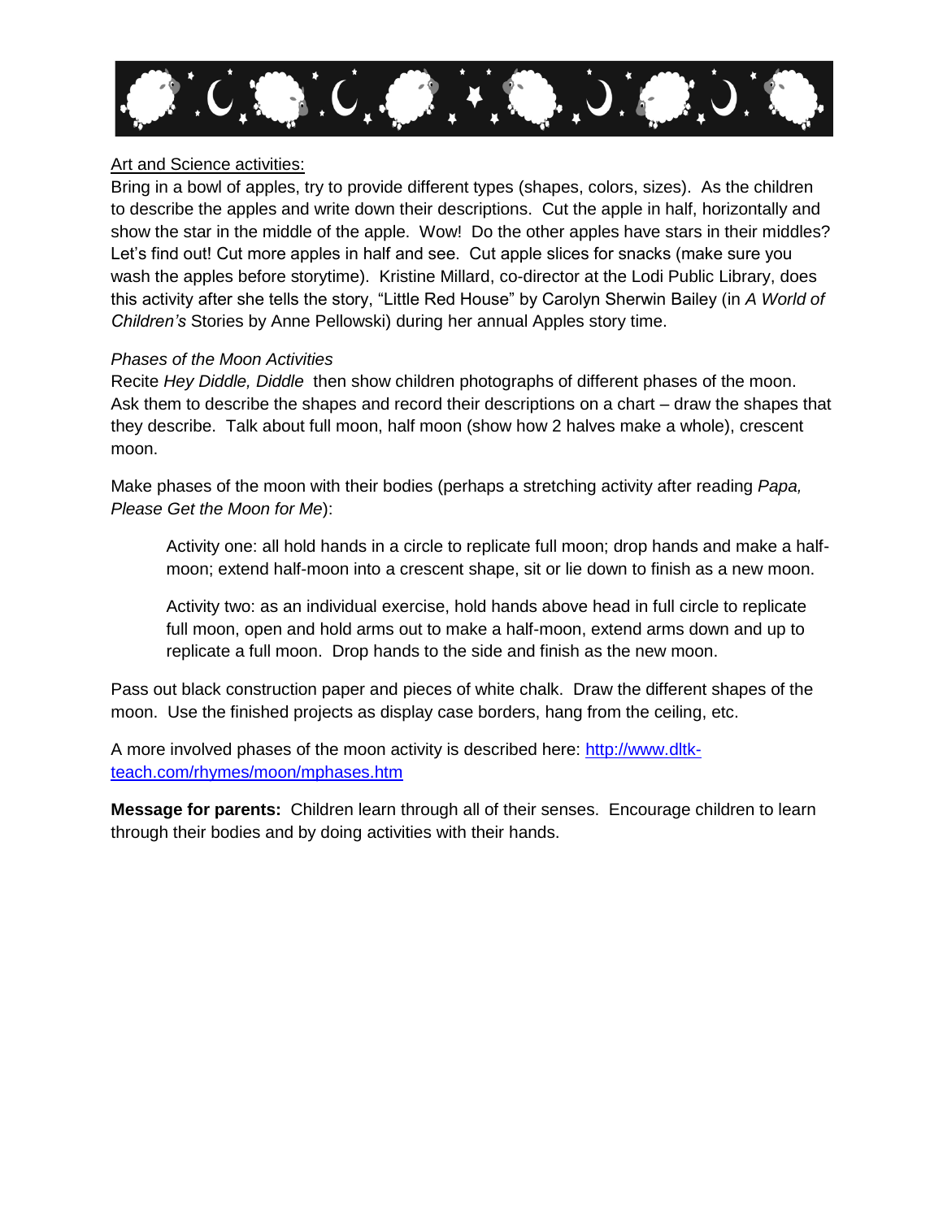Art and Science activities:

Bring in a bowl of apples, try to provide different types (shapes, colors, sizes). As the children to describe the apples and write down their descriptions. Cut the apple in half, horizontally and show the star in the middle of the apple. Wow! Do the other apples have stars in their middles? Let's find out! Cut more apples in half and see. Cut apple slices for snacks (make sure you wash the apples before storytime). Kristine Millard, co-director at the Lodi Public Library, does this activity after she tells the story, "Little Red House" by Carolyn Sherwin Bailey (in *A World of Children's* Stories by Anne Pellowski) during her annual Apples story time.

*Phases of the Moon Activities*

Recite *Hey Diddle, Diddle* then show children photographs of different phases of the moon. Ask them to describe the shapes and record their descriptions on a chart – draw the shapes that they describe. Talk about full moon, half moon (show how 2 halves make a whole), crescent moon.

Make phases of the moon with their bodies (perhaps a stretching activity after reading *Papa, Please Get the Moon for Me*):

> Activity one: all hold hands in a circle to replicate full moon; drop hands and make a half-moon; extend half-moon into a crescent shape, sit or lie down to finish as a new moon.
>
> Activity two: as an individual exercise, hold hands above head in full circle to replicate full moon, open and hold arms out to make a half-moon, extend arms down and up to replicate a full moon. Drop hands to the side and finish as the new moon.

Pass out black construction paper and pieces of white chalk. Draw the different shapes of the moon. Use the finished projects as display case borders, hang from the ceiling, etc.

A more involved phases of the moon activity is described here: [http://www.dltk-teach.com/rhymes/moon/mphases.htm](http://www.dltk-teach.com/rhymes/moon/mphases.htm)

**Message for parents:** Children learn through all of their senses. Encourage children to learn through their bodies and by doing activities with their hands.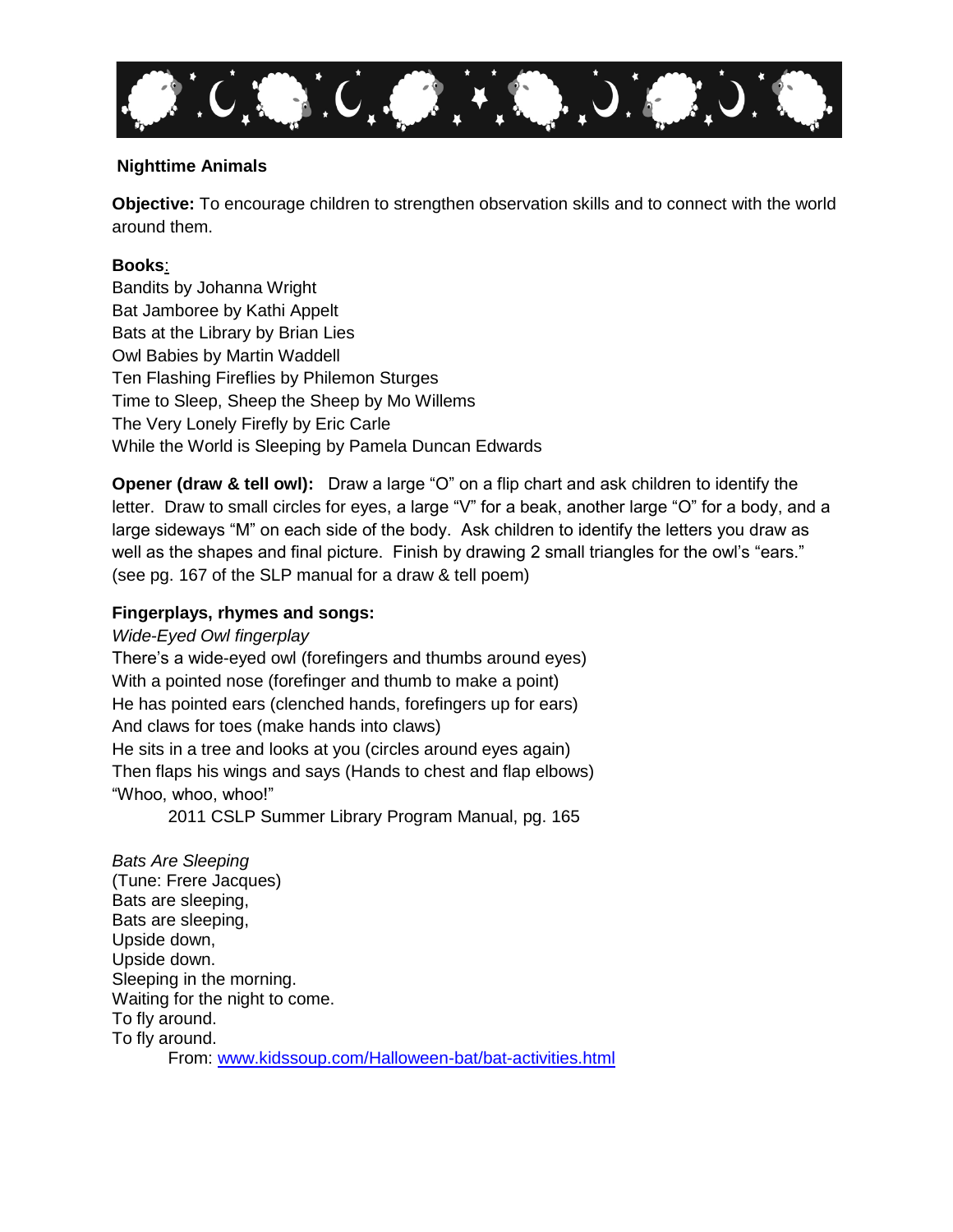## Nighttime Animals

**Objective:** To encourage children to strengthen observation skills and to connect with the world around them.

**Books:**

Bandits by Johanna Wright
Bat Jamboree by Kathi Appelt
Bats at the Library by Brian Lies
Owl Babies by Martin Waddell
Ten Flashing Fireflies by Philemon Sturges
Time to Sleep, Sheep the Sheep by Mo Willems
The Very Lonely Firefly by Eric Carle
While the World is Sleeping by Pamela Duncan Edwards

**Opener (draw & tell owl):** Draw a large "O" on a flip chart and ask children to identify the letter. Draw to small circles for eyes, a large "V" for a beak, another large "O" for a body, and a large sideways "M" on each side of the body. Ask children to identify the letters you draw as well as the shapes and final picture. Finish by drawing 2 small triangles for the owl's "ears." (see pg. 167 of the SLP manual for a draw & tell poem)

**Fingerplays, rhymes and songs:**

*Wide-Eyed Owl fingerplay*
There's a wide-eyed owl (forefingers and thumbs around eyes)
With a pointed nose (forefinger and thumb to make a point)
He has pointed ears (clenched hands, forefingers up for ears)
And claws for toes (make hands into claws)
He sits in a tree and looks at you (circles around eyes again)
Then flaps his wings and says (Hands to chest and flap elbows)
"Whoo, whoo, whoo!"

2011 CSLP Summer Library Program Manual, pg. 165

*Bats Are Sleeping*
(Tune: Frere Jacques)
Bats are sleeping,
Bats are sleeping,
Upside down,
Upside down.
Sleeping in the morning.
Waiting for the night to come.
To fly around.
To fly around.

From: [www.kidssoup.com/Halloween-bat/bat-activities.html](www.kidssoup.com/Halloween-bat/bat-activities.html)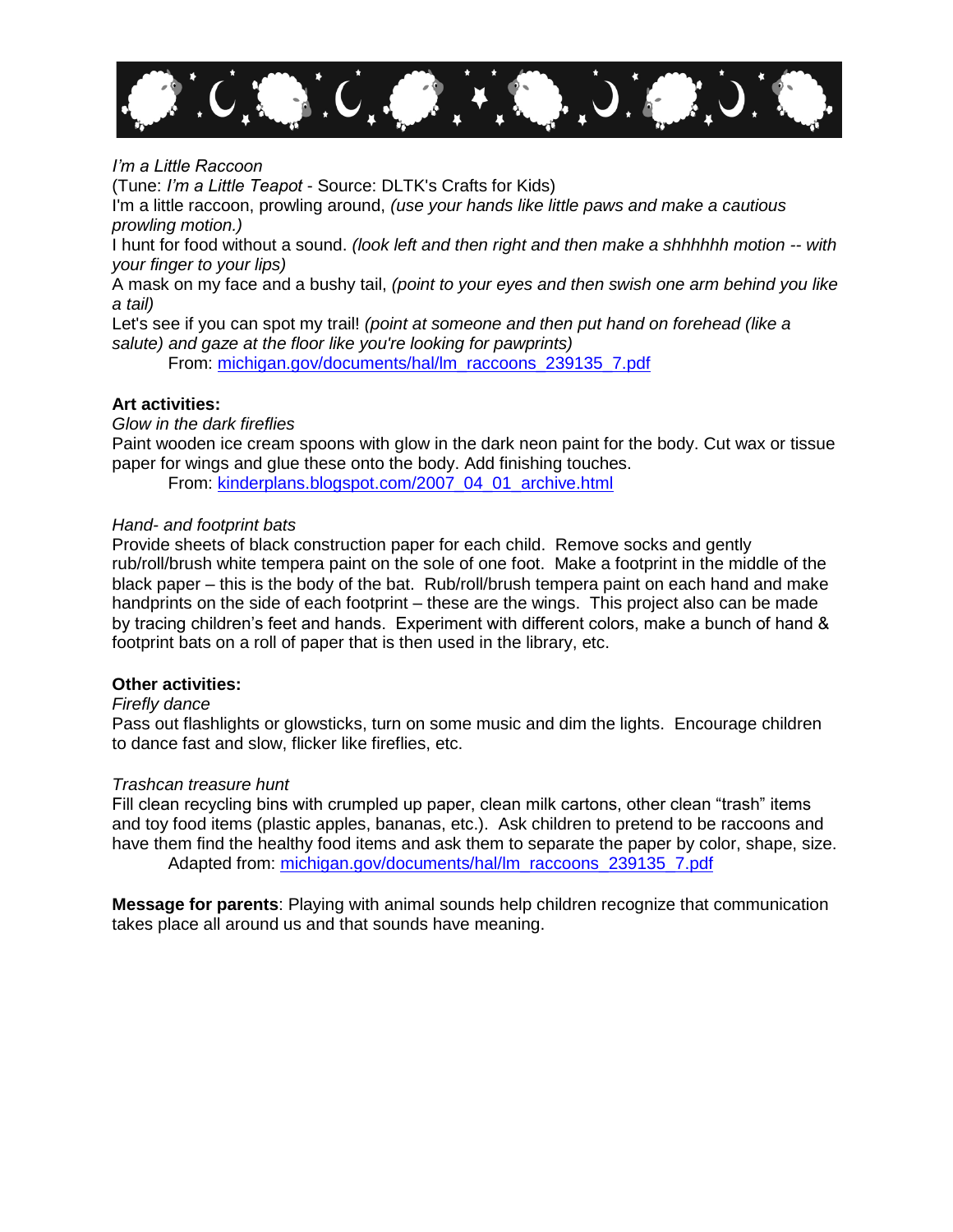*I'm a Little Raccoon*
(Tune: *I'm a Little Teapot* - Source: DLTK's Crafts for Kids)
I'm a little raccoon, prowling around, *(use your hands like little paws and make a cautious prowling motion.)*
I hunt for food without a sound. *(look left and then right and then make a shhhhhh motion -- with your finger to your lips)*
A mask on my face and a bushy tail, *(point to your eyes and then swish one arm behind you like a tail)*
Let's see if you can spot my trail! *(point at someone and then put hand on forehead (like a salute) and gaze at the floor like you're looking for pawprints)*
From: michigan.gov/documents/hal/lm_raccoons_239135_7.pdf

**Art activities:**

*Glow in the dark fireflies*
Paint wooden ice cream spoons with glow in the dark neon paint for the body. Cut wax or tissue paper for wings and glue these onto the body. Add finishing touches.
From: kinderplans.blogspot.com/2007_04_01_archive.html

*Hand- and footprint bats*
Provide sheets of black construction paper for each child. Remove socks and gently rub/roll/brush white tempera paint on the sole of one foot. Make a footprint in the middle of the black paper – this is the body of the bat. Rub/roll/brush tempera paint on each hand and make handprints on the side of each footprint – these are the wings. This project also can be made by tracing children's feet and hands. Experiment with different colors, make a bunch of hand & footprint bats on a roll of paper that is then used in the library, etc.

**Other activities:**

*Firefly dance*
Pass out flashlights or glowsticks, turn on some music and dim the lights. Encourage children to dance fast and slow, flicker like fireflies, etc.

*Trashcan treasure hunt*
Fill clean recycling bins with crumpled up paper, clean milk cartons, other clean "trash" items and toy food items (plastic apples, bananas, etc.). Ask children to pretend to be raccoons and have them find the healthy food items and ask them to separate the paper by color, shape, size.
Adapted from: michigan.gov/documents/hal/lm_raccoons_239135_7.pdf

**Message for parents**: Playing with animal sounds help children recognize that communication takes place all around us and that sounds have meaning.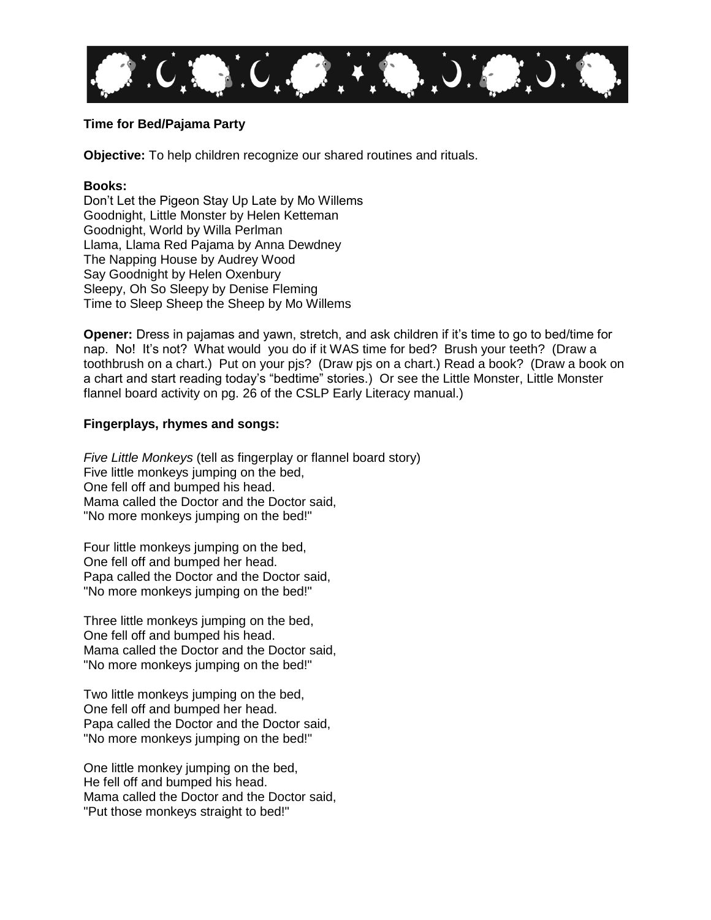**Time for Bed/Pajama Party**

**Objective:** To help children recognize our shared routines and rituals.

**Books:**
Don't Let the Pigeon Stay Up Late by Mo Willems
Goodnight, Little Monster by Helen Ketteman
Goodnight, World by Willa Perlman
Llama, Llama Red Pajama by Anna Dewdney
The Napping House by Audrey Wood
Say Goodnight by Helen Oxenbury
Sleepy, Oh So Sleepy by Denise Fleming
Time to Sleep Sheep the Sheep by Mo Willems

**Opener:** Dress in pajamas and yawn, stretch, and ask children if it's time to go to bed/time for nap. No! It's not? What would you do if it WAS time for bed? Brush your teeth? (Draw a toothbrush on a chart.) Put on your pjs? (Draw pjs on a chart.) Read a book? (Draw a book on a chart and start reading today's "bedtime" stories.) Or see the Little Monster, Little Monster flannel board activity on pg. 26 of the CSLP Early Literacy manual.)

**Fingerplays, rhymes and songs:**

*Five Little Monkeys* (tell as fingerplay or flannel board story)
Five little monkeys jumping on the bed,
One fell off and bumped his head.
Mama called the Doctor and the Doctor said,
"No more monkeys jumping on the bed!"

Four little monkeys jumping on the bed,
One fell off and bumped her head.
Papa called the Doctor and the Doctor said,
"No more monkeys jumping on the bed!"

Three little monkeys jumping on the bed,
One fell off and bumped his head.
Mama called the Doctor and the Doctor said,
"No more monkeys jumping on the bed!"

Two little monkeys jumping on the bed,
One fell off and bumped her head.
Papa called the Doctor and the Doctor said,
"No more monkeys jumping on the bed!"

One little monkey jumping on the bed,
He fell off and bumped his head.
Mama called the Doctor and the Doctor said,
"Put those monkeys straight to bed!"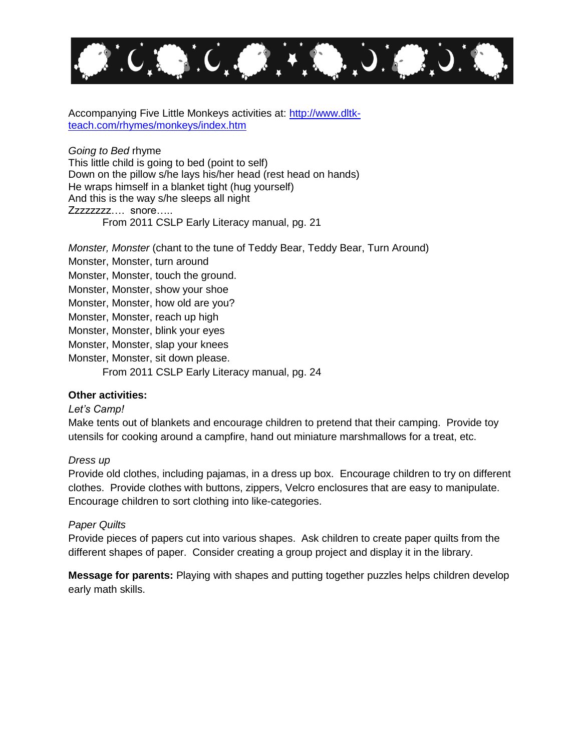Accompanying Five Little Monkeys activities at: [http://www.dltk-teach.com/rhymes/monkeys/index.htm](http://www.dltk-teach.com/rhymes/monkeys/index.htm)

*Going to Bed* rhyme
This little child is going to bed (point to self)
Down on the pillow s/he lays his/her head (rest head on hands)
He wraps himself in a blanket tight (hug yourself)
And this is the way s/he sleeps all night
Zzzzzzzz…. snore…..

From 2011 CSLP Early Literacy manual, pg. 21

*Monster, Monster* (chant to the tune of Teddy Bear, Teddy Bear, Turn Around)
Monster, Monster, turn around
Monster, Monster, touch the ground.
Monster, Monster, show your shoe
Monster, Monster, how old are you?
Monster, Monster, reach up high
Monster, Monster, blink your eyes
Monster, Monster, slap your knees
Monster, Monster, sit down please.

From 2011 CSLP Early Literacy manual, pg. 24

**Other activities:**

*Let's Camp!*
Make tents out of blankets and encourage children to pretend that their camping. Provide toy utensils for cooking around a campfire, hand out miniature marshmallows for a treat, etc.

*Dress up*
Provide old clothes, including pajamas, in a dress up box. Encourage children to try on different clothes. Provide clothes with buttons, zippers, Velcro enclosures that are easy to manipulate. Encourage children to sort clothing into like-categories.

*Paper Quilts*
Provide pieces of papers cut into various shapes. Ask children to create paper quilts from the different shapes of paper. Consider creating a group project and display it in the library.

**Message for parents:** Playing with shapes and putting together puzzles helps children develop early math skills.